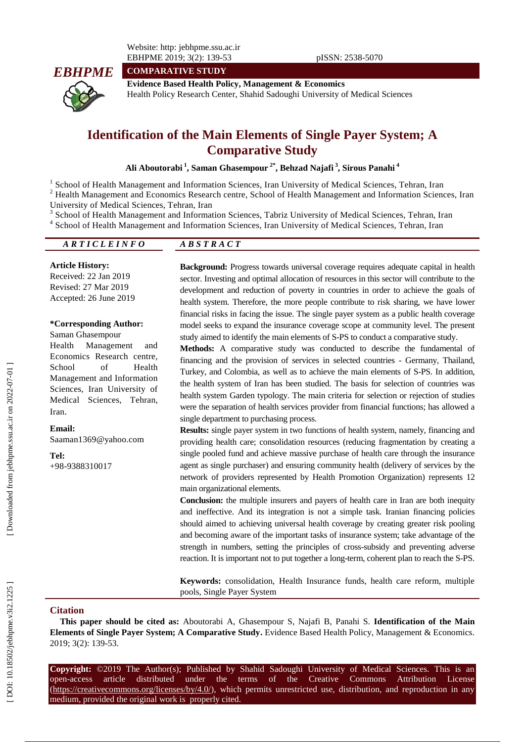Website: http: jebhpme.ssu.ac.ir
EBHPME 2019; 3(2): 139-53
pISSN: 2538-5070

**EBHPME**

**COMPARATIVE STUDY**

**Evidence Based Health Policy, Management & Economics**
Health Policy Research Center, Shahid Sadoughi University of Medical Sciences

# Identification of the Main Elements of Single Payer System; A Comparative Study

**Ali Aboutorabi [1], Saman Ghasempour [2*], Behzad Najafi [3], Sirous Panahi [4]**

[1] School of Health Management and Information Sciences, Iran University of Medical Sciences, Tehran, Iran
[2] Health Management and Economics Research centre, School of Health Management and Information Sciences, Iran University of Medical Sciences, Tehran, Iran
[3] School of Health Management and Information Sciences, Tabriz University of Medical Sciences, Tehran, Iran
[4] School of Health Management and Information Sciences, Iran University of Medical Sciences, Tehran, Iran

## ARTICLE INFO

**Article History:**
Received: 22 Jan 2019
Revised: 27 Mar 2019
Accepted: 26 June 2019

**\*Corresponding Author:**
Saman Ghasempour
Health Management and Economics Research centre, School of Health Management and Information Sciences, Iran University of Medical Sciences, Tehran, Iran.

**Email:**
Saaman1369@yahoo.com

**Tel:**
+98-9388310017

## ABSTRACT

**Background:** Progress towards universal coverage requires adequate capital in health sector. Investing and optimal allocation of resources in this sector will contribute to the development and reduction of poverty in countries in order to achieve the goals of health system. Therefore, the more people contribute to risk sharing, we have lower financial risks in facing the issue. The single payer system as a public health coverage model seeks to expand the insurance coverage scope at community level. The present study aimed to identify the main elements of S-PS to conduct a comparative study.

**Methods:** A comparative study was conducted to describe the fundamental of financing and the provision of services in selected countries - Germany, Thailand, Turkey, and Colombia, as well as to achieve the main elements of S-PS. In addition, the health system of Iran has been studied. The basis for selection of countries was health system Garden typology. The main criteria for selection or rejection of studies were the separation of health services provider from financial functions; has allowed a single department to purchasing process.

**Results:** single payer system in two functions of health system, namely, financing and providing health care; consolidation resources (reducing fragmentation by creating a single pooled fund and achieve massive purchase of health care through the insurance agent as single purchaser) and ensuring community health (delivery of services by the network of providers represented by Health Promotion Organization) represents 12 main organizational elements.

**Conclusion:** the multiple insurers and payers of health care in Iran are both inequity and ineffective. And its integration is not a simple task. Iranian financing policies should aimed to achieving universal health coverage by creating greater risk pooling and becoming aware of the important tasks of insurance system; take advantage of the strength in numbers, setting the principles of cross-subsidy and preventing adverse reaction. It is important not to put together a long-term, coherent plan to reach the S-PS.

**Keywords:** consolidation, Health Insurance funds, health care reform, multiple pools, Single Payer System

## Citation

**This paper should be cited as:** Aboutorabi A, Ghasempour S, Najafi B, Panahi S. **Identification of the Main Elements of Single Payer System; A Comparative Study.** Evidence Based Health Policy, Management & Economics. 2019; 3(2): 139-53.

**Copyright:** ©2019 The Author(s); Published by Shahid Sadoughi University of Medical Sciences. This is an open-access article distributed under the terms of the Creative Commons Attribution License (https://creativecommons.org/licenses/by/4.0/), which permits unrestricted use, distribution, and reproduction in any medium, provided the original work is properly cited.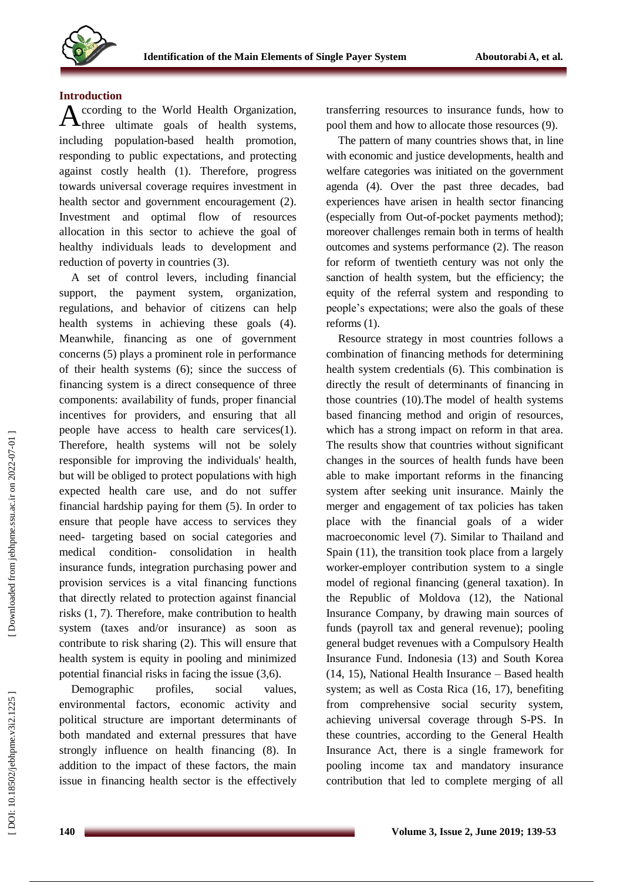## Introduction

According to the World Health Organization, three ultimate goals of health systems, including population-based health promotion, responding to public expectations, and protecting against costly health (1). Therefore, progress towards universal coverage requires investment in health sector and government encouragement (2). Investment and optimal flow of resources allocation in this sector to achieve the goal of healthy individuals leads to development and reduction of poverty in countries (3).

A set of control levers, including financial support, the payment system, organization, regulations, and behavior of citizens can help health systems in achieving these goals (4). Meanwhile, financing as one of government concerns (5) plays a prominent role in performance of their health systems (6); since the success of financing system is a direct consequence of three components: availability of funds, proper financial incentives for providers, and ensuring that all people have access to health care services(1). Therefore, health systems will not be solely responsible for improving the individuals' health, but will be obliged to protect populations with high expected health care use, and do not suffer financial hardship paying for them (5). In order to ensure that people have access to services they need- targeting based on social categories and medical condition- consolidation in health insurance funds, integration purchasing power and provision services is a vital financing functions that directly related to protection against financial risks (1, 7). Therefore, make contribution to health system (taxes and/or insurance) as soon as contribute to risk sharing (2). This will ensure that health system is equity in pooling and minimized potential financial risks in facing the issue (3,6).

Demographic profiles, social values, environmental factors, economic activity and political structure are important determinants of both mandated and external pressures that have strongly influence on health financing (8). In addition to the impact of these factors, the main issue in financing health sector is the effectively transferring resources to insurance funds, how to pool them and how to allocate those resources (9).

The pattern of many countries shows that, in line with economic and justice developments, health and welfare categories was initiated on the government agenda (4). Over the past three decades, bad experiences have arisen in health sector financing (especially from Out-of-pocket payments method); moreover challenges remain both in terms of health outcomes and systems performance (2). The reason for reform of twentieth century was not only the sanction of health system, but the efficiency; the equity of the referral system and responding to people's expectations; were also the goals of these reforms (1).

Resource strategy in most countries follows a combination of financing methods for determining health system credentials (6). This combination is directly the result of determinants of financing in those countries (10).The model of health systems based financing method and origin of resources, which has a strong impact on reform in that area. The results show that countries without significant changes in the sources of health funds have been able to make important reforms in the financing system after seeking unit insurance. Mainly the merger and engagement of tax policies has taken place with the financial goals of a wider macroeconomic level (7). Similar to Thailand and Spain (11), the transition took place from a largely worker-employer contribution system to a single model of regional financing (general taxation). In the Republic of Moldova (12), the National Insurance Company, by drawing main sources of funds (payroll tax and general revenue); pooling general budget revenues with a Compulsory Health Insurance Fund. Indonesia (13) and South Korea (14, 15), National Health Insurance – Based health system; as well as Costa Rica (16, 17), benefiting from comprehensive social security system, achieving universal coverage through S-PS. In these countries, according to the General Health Insurance Act, there is a single framework for pooling income tax and mandatory insurance contribution that led to complete merging of all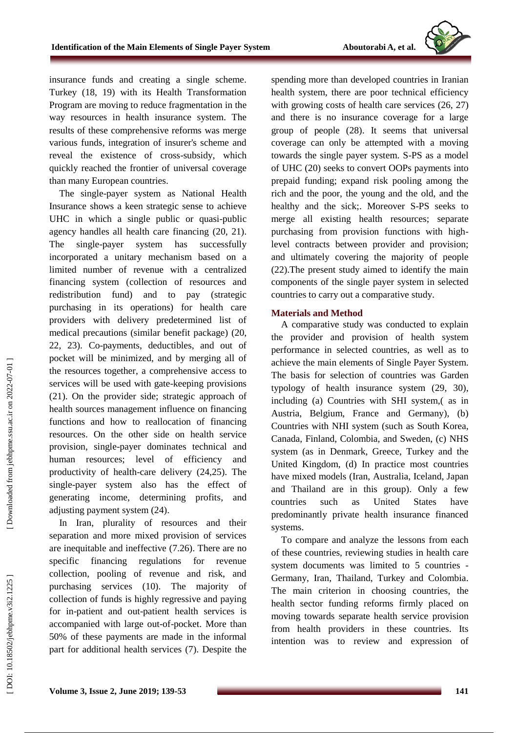insurance funds and creating a single scheme. Turkey (18, 19) with its Health Transformation Program are moving to reduce fragmentation in the way resources in health insurance system. The results of these comprehensive reforms was merge various funds, integration of insurer's scheme and reveal the existence of cross-subsidy, which quickly reached the frontier of universal coverage than many European countries.

The single-payer system as National Health Insurance shows a keen strategic sense to achieve UHC in which a single public or quasi-public agency handles all health care financing (20, 21). The single-payer system has successfully incorporated a unitary mechanism based on a limited number of revenue with a centralized financing system (collection of resources and redistribution fund) and to pay (strategic purchasing in its operations) for health care providers with delivery predetermined list of medical precautions (similar benefit package) (20, 22, 23). Co-payments, deductibles, and out of pocket will be minimized, and by merging all of the resources together, a comprehensive access to services will be used with gate-keeping provisions (21). On the provider side; strategic approach of health sources management influence on financing functions and how to reallocation of financing resources. On the other side on health service provision, single-payer dominates technical and human resources; level of efficiency and productivity of health-care delivery (24,25). The single-payer system also has the effect of generating income, determining profits, and adjusting payment system (24).

In Iran, plurality of resources and their separation and more mixed provision of services are inequitable and ineffective (7.26). There are no specific financing regulations for revenue collection, pooling of revenue and risk, and purchasing services (10). The majority of collection of funds is highly regressive and paying for in-patient and out-patient health services is accompanied with large out-of-pocket. More than 50% of these payments are made in the informal part for additional health services (7). Despite the spending more than developed countries in Iranian health system, there are poor technical efficiency with growing costs of health care services (26, 27) and there is no insurance coverage for a large group of people (28). It seems that universal coverage can only be attempted with a moving towards the single payer system. S-PS as a model of UHC (20) seeks to convert OOPs payments into prepaid funding; expand risk pooling among the rich and the poor, the young and the old, and the healthy and the sick;. Moreover S-PS seeks to merge all existing health resources; separate purchasing from provision functions with high-level contracts between provider and provision; and ultimately covering the majority of people (22).The present study aimed to identify the main components of the single payer system in selected countries to carry out a comparative study.

## Materials and Method

A comparative study was conducted to explain the provider and provision of health system performance in selected countries, as well as to achieve the main elements of Single Payer System. The basis for selection of countries was Garden typology of health insurance system (29, 30), including (a) Countries with SHI system,( as in Austria, Belgium, France and Germany), (b) Countries with NHI system (such as South Korea, Canada, Finland, Colombia, and Sweden, (c) NHS system (as in Denmark, Greece, Turkey and the United Kingdom, (d) In practice most countries have mixed models (Iran, Australia, Iceland, Japan and Thailand are in this group). Only a few countries such as United States have predominantly private health insurance financed systems.

To compare and analyze the lessons from each of these countries, reviewing studies in health care system documents was limited to 5 countries - Germany, Iran, Thailand, Turkey and Colombia. The main criterion in choosing countries, the health sector funding reforms firmly placed on moving towards separate health service provision from health providers in these countries. Its intention was to review and expression of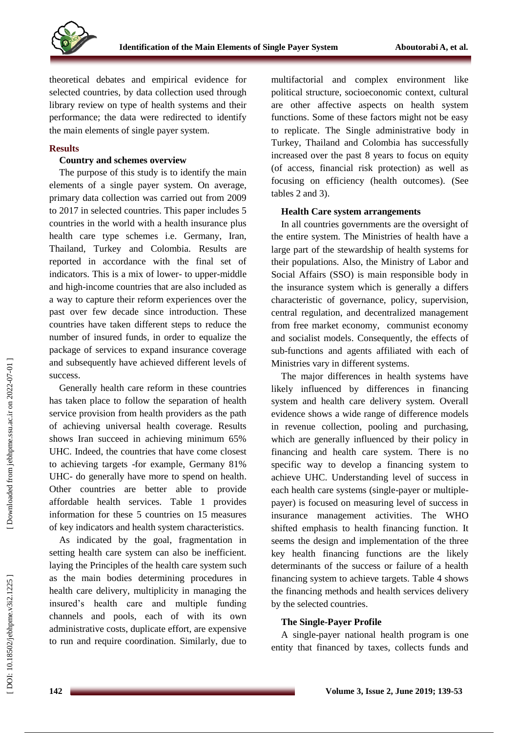theoretical debates and empirical evidence for selected countries, by data collection used through library review on type of health systems and their performance; the data were redirected to identify the main elements of single payer system.

## Results

### Country and schemes overview

The purpose of this study is to identify the main elements of a single payer system. On average, primary data collection was carried out from 2009 to 2017 in selected countries. This paper includes 5 countries in the world with a health insurance plus health care type schemes i.e. Germany, Iran, Thailand, Turkey and Colombia. Results are reported in accordance with the final set of indicators. This is a mix of lower- to upper-middle and high-income countries that are also included as a way to capture their reform experiences over the past over few decade since introduction. These countries have taken different steps to reduce the number of insured funds, in order to equalize the package of services to expand insurance coverage and subsequently have achieved different levels of success.

Generally health care reform in these countries has taken place to follow the separation of health service provision from health providers as the path of achieving universal health coverage. Results shows Iran succeed in achieving minimum 65% UHC. Indeed, the countries that have come closest to achieving targets -for example, Germany 81% UHC- do generally have more to spend on health. Other countries are better able to provide affordable health services. Table 1 provides information for these 5 countries on 15 measures of key indicators and health system characteristics.

As indicated by the goal, fragmentation in setting health care system can also be inefficient. laying the Principles of the health care system such as the main bodies determining procedures in health care delivery, multiplicity in managing the insured's health care and multiple funding channels and pools, each of with its own administrative costs, duplicate effort, are expensive to run and require coordination. Similarly, due to multifactorial and complex environment like political structure, socioeconomic context, cultural are other affective aspects on health system functions. Some of these factors might not be easy to replicate. The Single administrative body in Turkey, Thailand and Colombia has successfully increased over the past 8 years to focus on equity (of access, financial risk protection) as well as focusing on efficiency (health outcomes). (See tables 2 and 3).

### Health Care system arrangements

In all countries governments are the oversight of the entire system. The Ministries of health have a large part of the stewardship of health systems for their populations. Also, the Ministry of Labor and Social Affairs (SSO) is main responsible body in the insurance system which is generally a differs characteristic of governance, policy, supervision, central regulation, and decentralized management from free market economy, communist economy and socialist models. Consequently, the effects of sub-functions and agents affiliated with each of Ministries vary in different systems.

The major differences in health systems have likely influenced by differences in financing system and health care delivery system. Overall evidence shows a wide range of difference models in revenue collection, pooling and purchasing, which are generally influenced by their policy in financing and health care system. There is no specific way to develop a financing system to achieve UHC. Understanding level of success in each health care systems (single-payer or multiple-payer) is focused on measuring level of success in insurance management activities. The WHO shifted emphasis to health financing function. It seems the design and implementation of the three key health financing functions are the likely determinants of the success or failure of a health financing system to achieve targets. Table 4 shows the financing methods and health services delivery by the selected countries.

### The Single-Payer Profile

A single-payer national health program is one entity that financed by taxes, collects funds and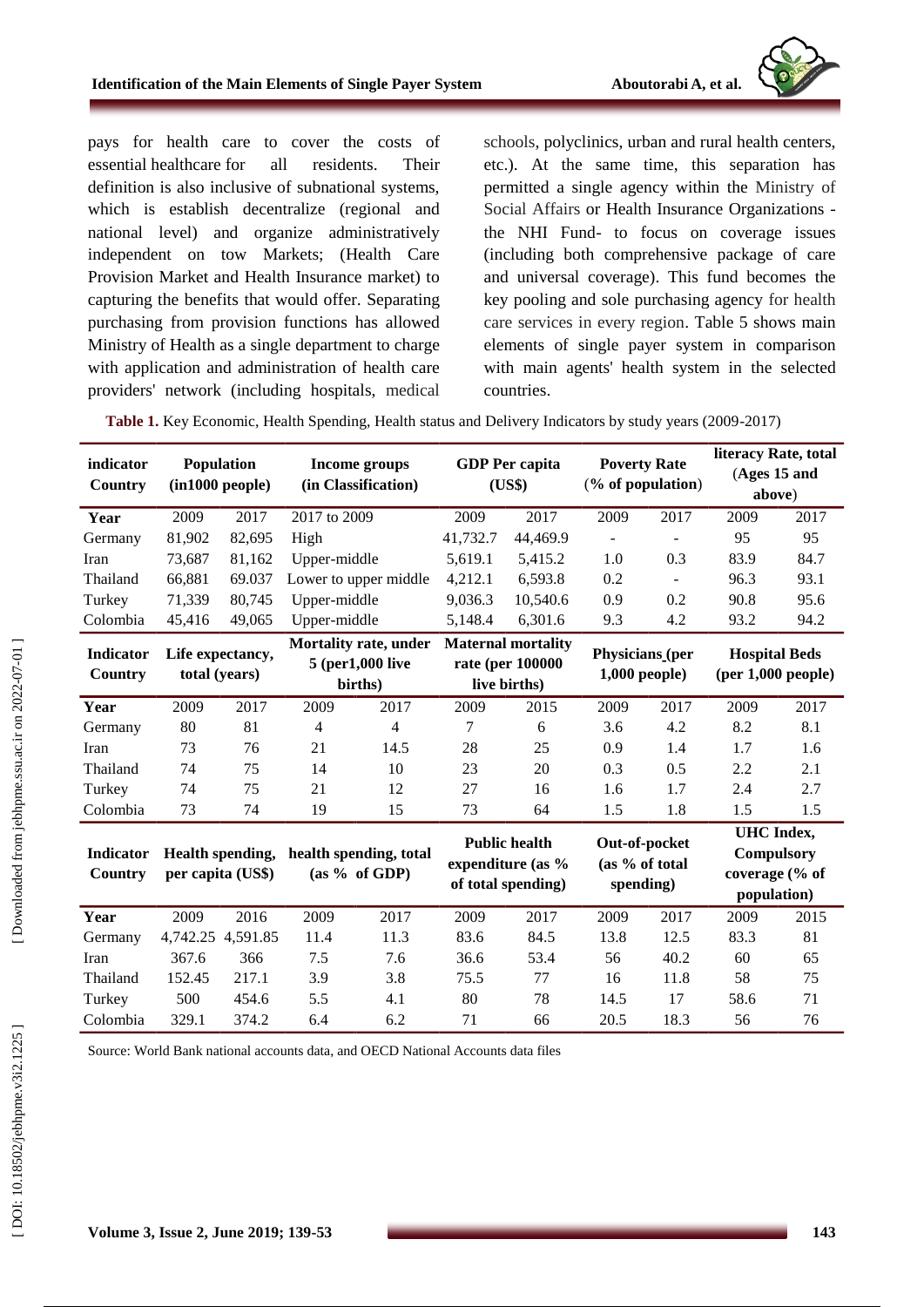pays for health care to cover the costs of essential healthcare for all residents. Their definition is also inclusive of subnational systems, which is establish decentralize (regional and national level) and organize administratively independent on tow Markets; (Health Care Provision Market and Health Insurance market) to capturing the benefits that would offer. Separating purchasing from provision functions has allowed Ministry of Health as a single department to charge with application and administration of health care providers' network (including hospitals, medical schools, polyclinics, urban and rural health centers, etc.). At the same time, this separation has permitted a single agency within the Ministry of Social Affairs or Health Insurance Organizations - the NHI Fund- to focus on coverage issues (including both comprehensive package of care and universal coverage). This fund becomes the key pooling and sole purchasing agency for health care services in every region. Table 5 shows main elements of single payer system in comparison with main agents' health system in the selected countries.

**Table 1.** Key Economic, Health Spending, Health status and Delivery Indicators by study years (2009-2017)

| **indicator Country** | **Population (in1000 people)** | | **Income groups (in Classification)** | **GDP Per capita (US$)** | | **Poverty Rate (% of population)** | | **literacy Rate, total (Ages 15 and above)** | |
|---|---|---|---|---|---|---|---|---|---|
| **Year** | 2009 | 2017 | 2017 to 2009 | 2009 | 2017 | 2009 | 2017 | 2009 | 2017 |
| Germany | 81,902 | 82,695 | High | 41,732.7 | 44,469.9 | - | - | 95 | 95 |
| Iran | 73,687 | 81,162 | Upper-middle | 5,619.1 | 5,415.2 | 1.0 | 0.3 | 83.9 | 84.7 |
| Thailand | 66,881 | 69.037 | Lower to upper middle | 4,212.1 | 6,593.8 | 0.2 | - | 96.3 | 93.1 |
| Turkey | 71,339 | 80,745 | Upper-middle | 9,036.3 | 10,540.6 | 0.9 | 0.2 | 90.8 | 95.6 |
| Colombia | 45,416 | 49,065 | Upper-middle | 5,148.4 | 6,301.6 | 9.3 | 4.2 | 93.2 | 94.2 |
| **Indicator Country** | **Life expectancy, total (years)** | | **Mortality rate, under 5 (per1,000 live births)** | | **Maternal mortality rate (per 100000 live births)** | | **Physicians (per 1,000 people)** | | **Hospital Beds (per 1,000 people)** |
| **Year** | 2009 | 2017 | 2009 | 2017 | 2009 | 2015 | 2009 | 2017 | 2009 | 2017 |
| Germany | 80 | 81 | 4 | 4 | 7 | 6 | 3.6 | 4.2 | 8.2 | 8.1 |
| Iran | 73 | 76 | 21 | 14.5 | 28 | 25 | 0.9 | 1.4 | 1.7 | 1.6 |
| Thailand | 74 | 75 | 14 | 10 | 23 | 20 | 0.3 | 0.5 | 2.2 | 2.1 |
| Turkey | 74 | 75 | 21 | 12 | 27 | 16 | 1.6 | 1.7 | 2.4 | 2.7 |
| Colombia | 73 | 74 | 19 | 15 | 73 | 64 | 1.5 | 1.8 | 1.5 | 1.5 |
| **Indicator Country** | **Health spending, per capita (US$)** | | **health spending, total (as % of GDP)** | | **Public health expenditure (as % of total spending)** | | **Out-of-pocket (as % of total spending)** | | **UHC Index, Compulsory coverage (% of population)** |
| **Year** | 2009 | 2016 | 2009 | 2017 | 2009 | 2017 | 2009 | 2017 | 2009 | 2015 |
| Germany | 4,742.25 | 4,591.85 | 11.4 | 11.3 | 83.6 | 84.5 | 13.8 | 12.5 | 83.3 | 81 |
| Iran | 367.6 | 366 | 7.5 | 7.6 | 36.6 | 53.4 | 56 | 40.2 | 60 | 65 |
| Thailand | 152.45 | 217.1 | 3.9 | 3.8 | 75.5 | 77 | 16 | 11.8 | 58 | 75 |
| Turkey | 500 | 454.6 | 5.5 | 4.1 | 80 | 78 | 14.5 | 17 | 58.6 | 71 |
| Colombia | 329.1 | 374.2 | 6.4 | 6.2 | 71 | 66 | 20.5 | 18.3 | 56 | 76 |

Source: World Bank national accounts data, and OECD National Accounts data files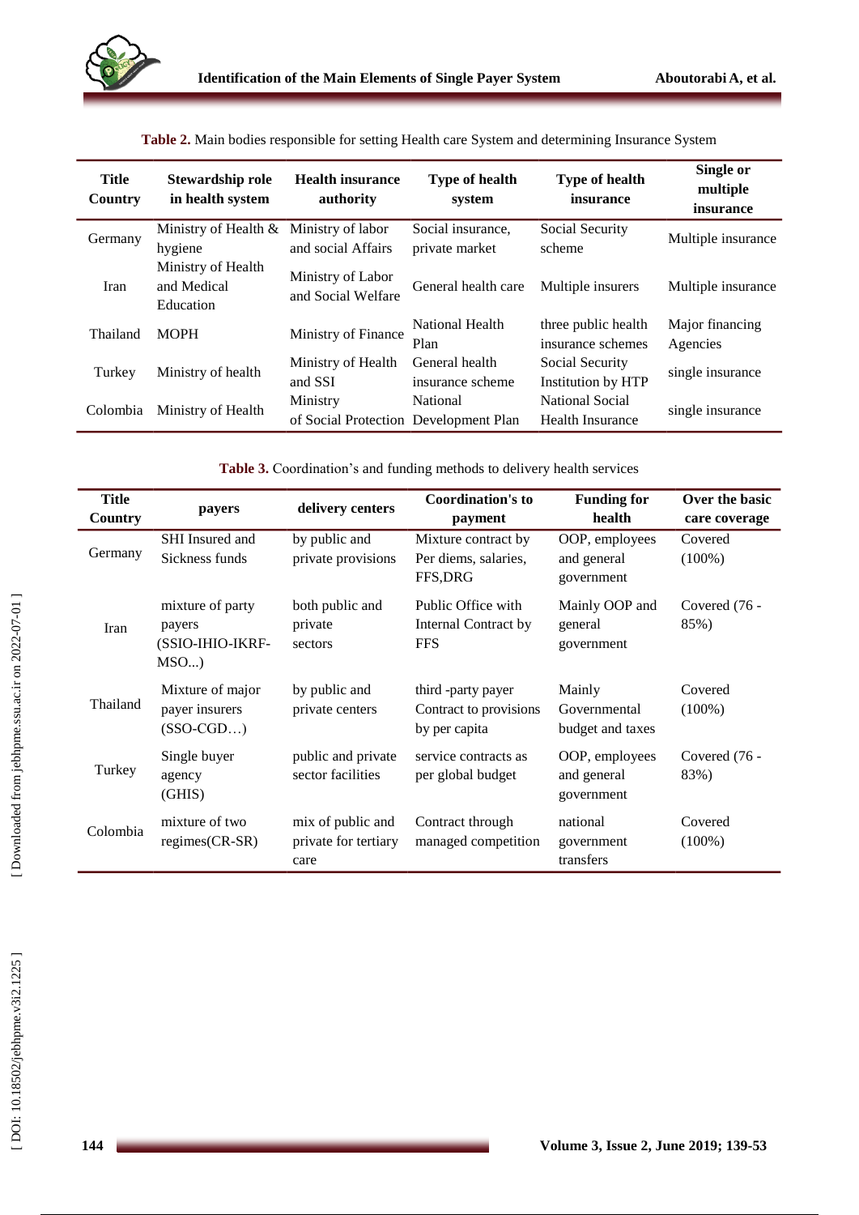**Table 2.** Main bodies responsible for setting Health care System and determining Insurance System

| Title Country | Stewardship role in health system | Health insurance authority | Type of health system | Type of health insurance | Single or multiple insurance |
|---|---|---|---|---|---|
| Germany | Ministry of Health & hygiene | Ministry of labor and social Affairs | Social insurance, private market | Social Security scheme | Multiple insurance |
| Iran | Ministry of Health and Medical Education | Ministry of Labor and Social Welfare | General health care | Multiple insurers | Multiple insurance |
| Thailand | MOPH | Ministry of Finance | National Health Plan | three public health insurance schemes | Major financing Agencies |
| Turkey | Ministry of health | Ministry of Health and SSI | General health insurance scheme | Social Security Institution by HTP | single insurance |
| Colombia | Ministry of Health | Ministry of Social Protection | National Development Plan | National Social Health Insurance | single insurance |

**Table 3.** Coordination's and funding methods to delivery health services

| Title Country | payers | delivery centers | Coordination's to payment | Funding for health | Over the basic care coverage |
|---|---|---|---|---|---|
| Germany | SHI Insured and Sickness funds | by public and private provisions | Mixture contract by Per diems, salaries, FFS,DRG | OOP, employees and general government | Covered (100%) |
| Iran | mixture of party payers (SSIO-IHIO-IKRF-MSO...) | both public and private sectors | Public Office with Internal Contract by FFS | Mainly OOP and general government | Covered (76 - 85%) |
| Thailand | Mixture of major payer insurers (SSO-CGD…) | by public and private centers | third -party payer Contract to provisions by per capita | Mainly Governmental budget and taxes | Covered (100%) |
| Turkey | Single buyer agency (GHIS) | public and private sector facilities | service contracts as per global budget | OOP, employees and general government | Covered (76 - 83%) |
| Colombia | mixture of two regimes(CR-SR) | mix of public and private for tertiary care | Contract through managed competition | national government transfers | Covered (100%) |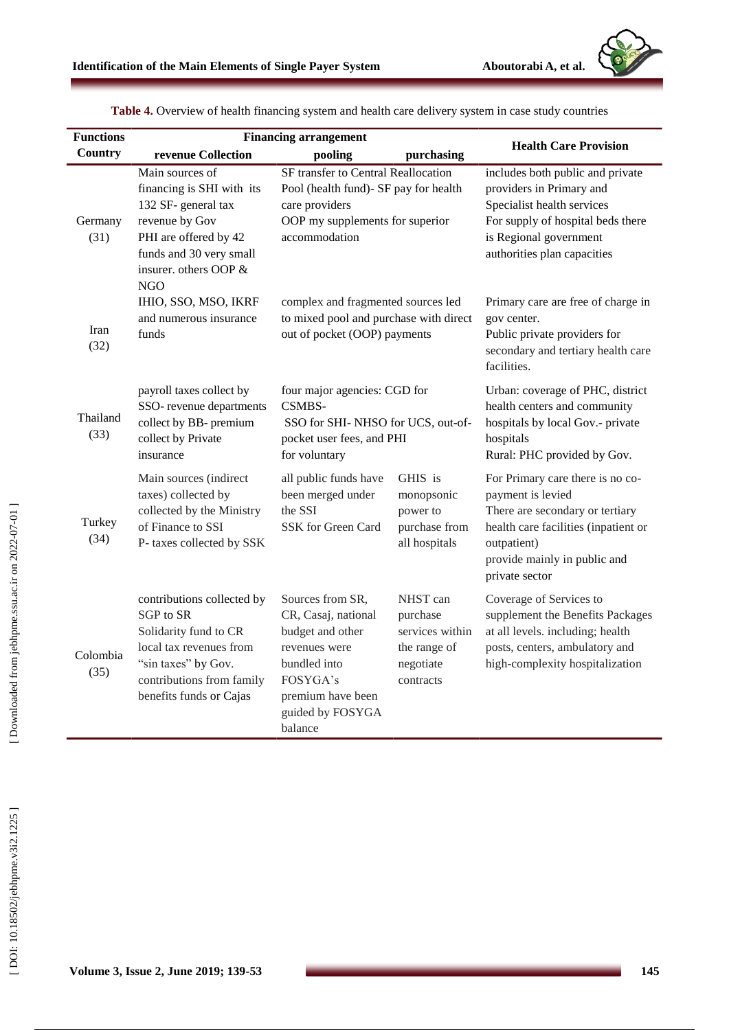**Table 4.** Overview of health financing system and health care delivery system in case study countries

| Functions / Country | Financing arrangement | | | Health Care Provision |
|---|---|---|---|---|
| | revenue Collection | pooling | purchasing | |
| Germany (31) | Main sources of financing is SHI with its 132 SF- general tax revenue by Gov PHI are offered by 42 funds and 30 very small insurer. others OOP & NGO | SF transfer to Central Reallocation Pool (health fund)- SF pay for health care providers OOP my supplements for superior accommodation | | includes both public and private providers in Primary and Specialist health services For supply of hospital beds there is Regional government authorities plan capacities |
| Iran (32) | IHIO, SSO, MSO, IKRF and numerous insurance funds | complex and fragmented sources led to mixed pool and purchase with direct out of pocket (OOP) payments | | Primary care are free of charge in gov center. Public private providers for secondary and tertiary health care facilities. |
| Thailand (33) | payroll taxes collect by SSO- revenue departments collect by BB- premium collect by Private insurance | four major agencies: CGD for CSMBS- SSO for SHI- NHSO for UCS, out-of-pocket user fees, and PHI for voluntary | | Urban: coverage of PHC, district health centers and community hospitals by local Gov.- private hospitals Rural: PHC provided by Gov. |
| Turkey (34) | Main sources (indirect taxes) collected by collected by the Ministry of Finance to SSI P- taxes collected by SSK | all public funds have been merged under the SSI SSK for Green Card | GHIS is monopsonic power to purchase from all hospitals | For Primary care there is no co-payment is levied There are secondary or tertiary health care facilities (inpatient or outpatient) provide mainly in public and private sector |
| Colombia (35) | contributions collected by SGP to SR Solidarity fund to CR local tax revenues from "sin taxes" by Gov. contributions from family benefits funds or Cajas | Sources from SR, CR, Casaj, national budget and other revenues were bundled into FOSYGA's premium have been guided by FOSYGA balance | NHST can purchase services within the range of negotiate contracts | Coverage of Services to supplement the Benefits Packages at all levels. including; health posts, centers, ambulatory and high-complexity hospitalization |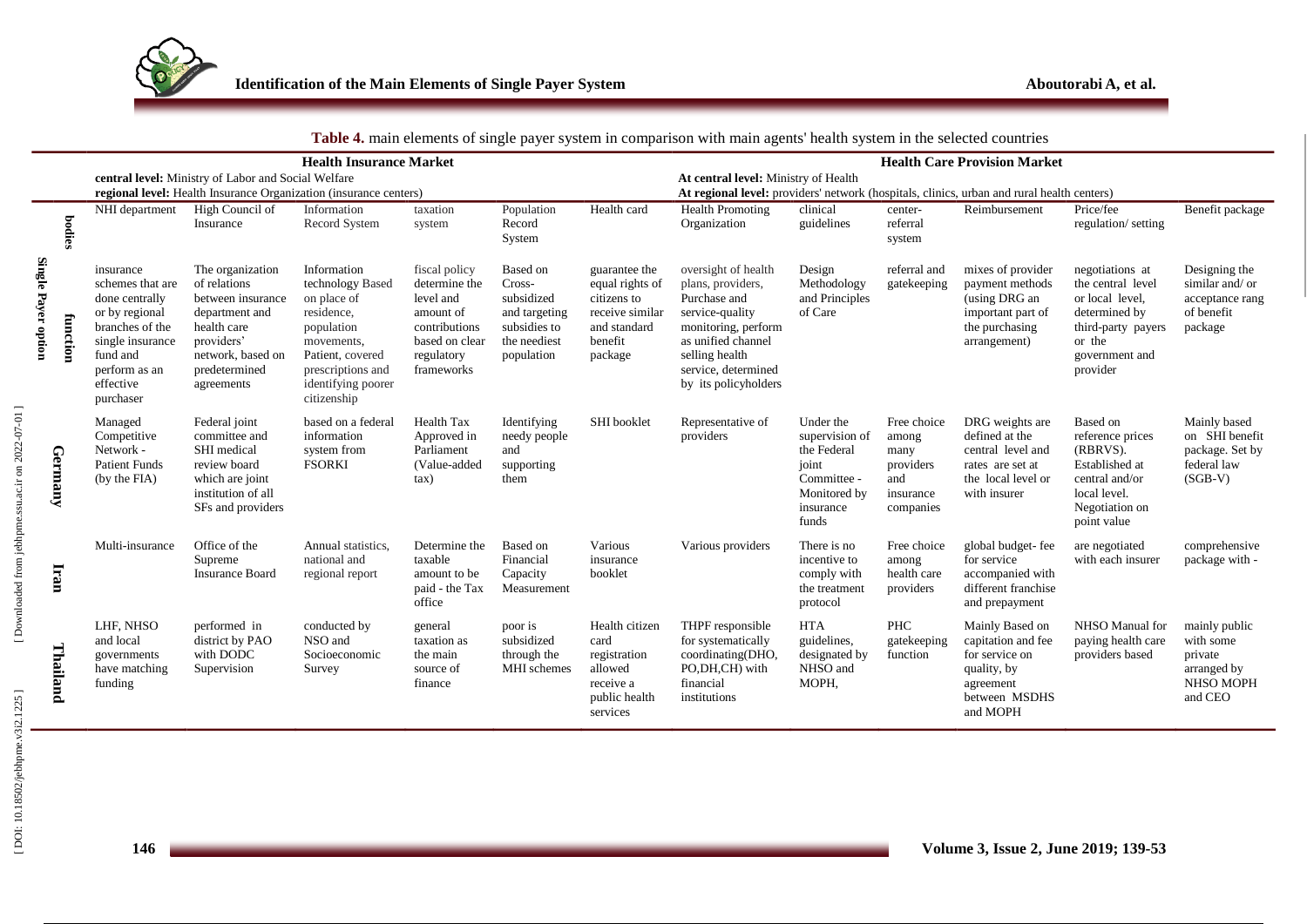**Table 4.** main elements of single payer system in comparison with main agents' health system in the selected countries

| | | **Health Insurance Market** | | | | | | **Health Care Provision Market** | | | | | |
|---|---|---|---|---|---|---|---|---|---|---|---|---|---|
| | | **central level:** Ministry of Labor and Social Welfare **regional level:** Health Insurance Organization (insurance centers) | | | | | | **At central level:** Ministry of Health **At regional level:** providers' network (hospitals, clinics, urban and rural health centers) | | | | | |
| **Single Payer option** | **bodies** | NHI department | High Council of Insurance | Information Record System | taxation system | Population Record System | Health card | Health Promoting Organization | clinical guidelines | center-referral system | Reimbursement | Price/fee regulation/ setting | Benefit package |
| | **function** | insurance schemes that are done centrally or by regional branches of the single insurance fund and perform as an effective purchaser | The organization of relations between insurance department and health care providers' network, based on predetermined agreements | Information technology Based on place of residence, population movements, Patient, covered prescriptions and identifying poorer citizenship | fiscal policy determine the level and amount of contributions based on clear regulatory frameworks | Based on Cross-subsidized and targeting subsidies to the neediest population | guarantee the equal rights of citizens to receive similar and standard benefit package | oversight of health plans, providers, Purchase and service-quality monitoring, perform as unified channel selling health service, determined by its policyholders | Design Methodology and Principles of Care | referral and gatekeeping | mixes of provider payment methods (using DRG an important part of the purchasing arrangement) | negotiations at the central level or local level, determined by third-party payers or the government and provider | Designing the similar and/ or acceptance rang of benefit package |
| **Germany** | | Managed Competitive Network - Patient Funds (by the FIA) | Federal joint committee and SHI medical review board which are joint institution of all SFs and providers | based on a federal information system from FSORKI | Health Tax Approved in Parliament (Value-added tax) | Identifying needy people and supporting them | SHI booklet | Representative of providers | Under the supervision of the Federal joint Committee - Monitored by insurance funds | Free choice among many providers and insurance companies | DRG weights are defined at the central level and rates are set at the local level or with insurer | Based on reference prices (RBRVS). Established at central and/or local level. Negotiation on point value | Mainly based on SHI benefit package. Set by federal law (SGB-V) |
| **Iran** | | Multi-insurance | Office of the Supreme Insurance Board | Annual statistics, national and regional report | Determine the taxable amount to be paid - the Tax office | Based on Financial Capacity Measurement | Various insurance booklet | Various providers | There is no incentive to comply with the treatment protocol | Free choice among health care providers | global budget- fee for service accompanied with different franchise and prepayment | are negotiated with each insurer | comprehensive package with - |
| **Thailand** | | LHF, NHSO and local governments have matching funding | performed in district by PAO with DODC Supervision | conducted by NSO and Socioeconomic Survey | general taxation as the main source of finance | poor is subsidized through the MHI schemes | Health citizen card registration allowed receive a public health services | THPF responsible for systematically coordinating(DHO, PO,DH,CH) with financial institutions | HTA guidelines, designated by NHSO and MOPH, | PHC gatekeeping function | Mainly Based on capitation and fee for service on quality, by agreement between MSDHS and MOPH | NHSO Manual for paying health care providers based | mainly public with some private arranged by NHSO MOPH and CEO |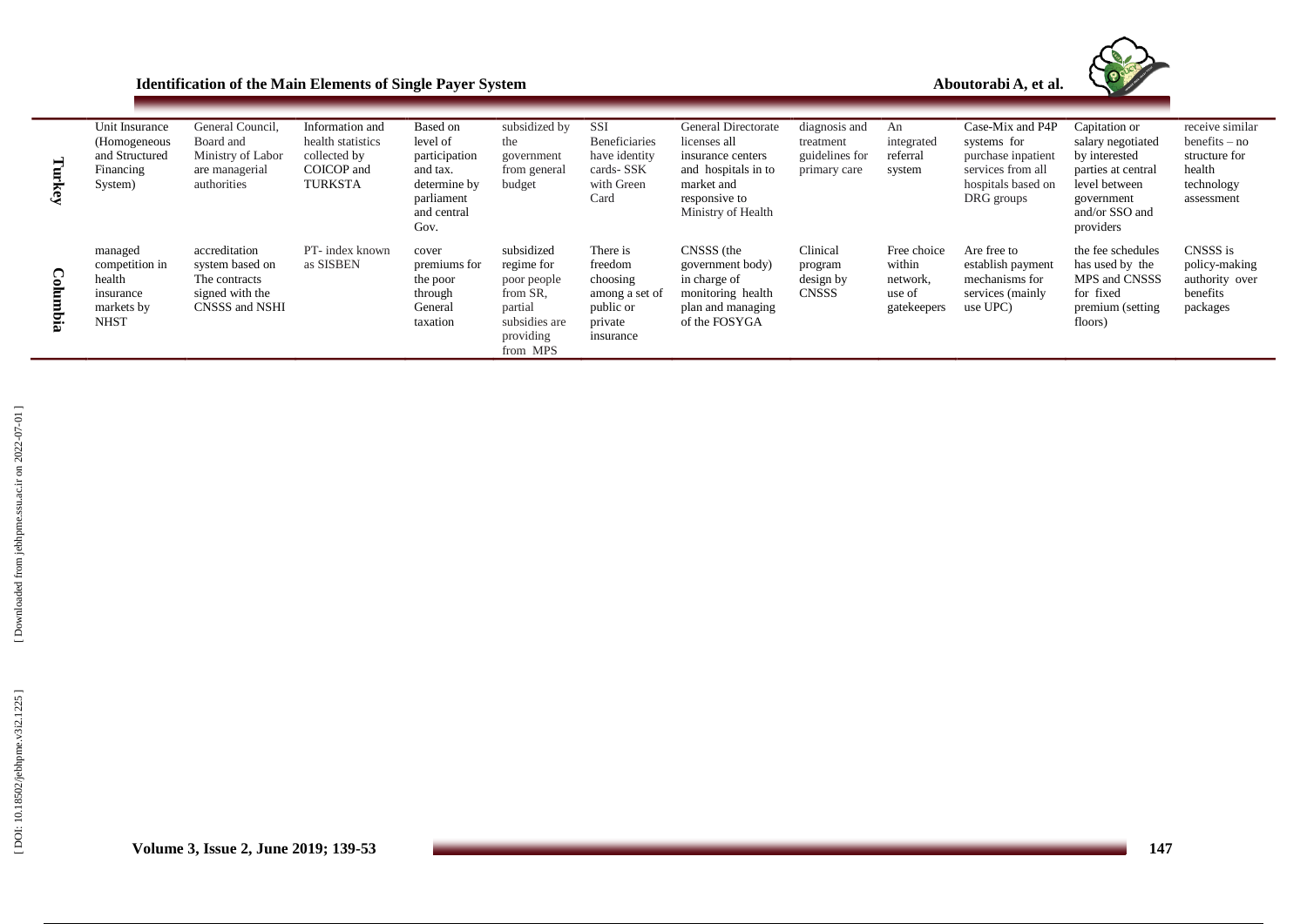| | | | | | | | | | | | | |
|---|---|---|---|---|---|---|---|---|---|---|---|---|
| Turkey | Unit Insurance (Homogeneous and Structured Financing System) | General Council, Board and Ministry of Labor are managerial authorities | Information and health statistics collected by COICOP and TURKSTA | Based on level of participation and tax. determine by parliament and central Gov. | subsidized by the government from general budget | SSI Beneficiaries have identity cards- SSK with Green Card | General Directorate licenses all insurance centers and hospitals in to market and responsive to Ministry of Health | diagnosis and treatment guidelines for primary care | An integrated referral system | Case-Mix and P4P systems for purchase inpatient services from all hospitals based on DRG groups | Capitation or salary negotiated by interested parties at central level between government and/or SSO and providers | receive similar benefits – no structure for health technology assessment |
| Columbia | managed competition in health insurance markets by NHST | accreditation system based on The contracts signed with the CNSSS and NSHI | PT- index known as SISBEN | cover premiums for the poor through General taxation | subsidized regime for poor people from SR, partial subsidies are providing from MPS | There is freedom choosing among a set of public or private insurance | CNSSS (the government body) in charge of monitoring health plan and managing of the FOSYGA | Clinical program design by CNSSS | Free choice within network, use of gatekeepers | Are free to establish payment mechanisms for services (mainly use UPC) | the fee schedules has used by the MPS and CNSSS for fixed premium (setting floors) | CNSSS is policy-making authority over benefits packages |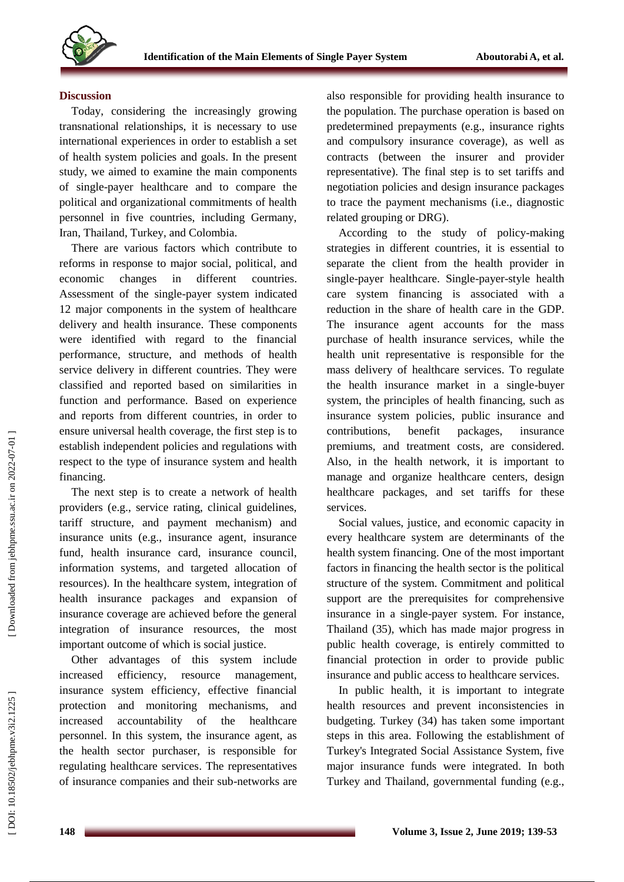## Discussion

Today, considering the increasingly growing transnational relationships, it is necessary to use international experiences in order to establish a set of health system policies and goals. In the present study, we aimed to examine the main components of single-payer healthcare and to compare the political and organizational commitments of health personnel in five countries, including Germany, Iran, Thailand, Turkey, and Colombia.

There are various factors which contribute to reforms in response to major social, political, and economic changes in different countries. Assessment of the single-payer system indicated 12 major components in the system of healthcare delivery and health insurance. These components were identified with regard to the financial performance, structure, and methods of health service delivery in different countries. They were classified and reported based on similarities in function and performance. Based on experience and reports from different countries, in order to ensure universal health coverage, the first step is to establish independent policies and regulations with respect to the type of insurance system and health financing.

The next step is to create a network of health providers (e.g., service rating, clinical guidelines, tariff structure, and payment mechanism) and insurance units (e.g., insurance agent, insurance fund, health insurance card, insurance council, information systems, and targeted allocation of resources). In the healthcare system, integration of health insurance packages and expansion of insurance coverage are achieved before the general integration of insurance resources, the most important outcome of which is social justice.

Other advantages of this system include increased efficiency, resource management, insurance system efficiency, effective financial protection and monitoring mechanisms, and increased accountability of the healthcare personnel. In this system, the insurance agent, as the health sector purchaser, is responsible for regulating healthcare services. The representatives of insurance companies and their sub-networks are also responsible for providing health insurance to the population. The purchase operation is based on predetermined prepayments (e.g., insurance rights and compulsory insurance coverage), as well as contracts (between the insurer and provider representative). The final step is to set tariffs and negotiation policies and design insurance packages to trace the payment mechanisms (i.e., diagnostic related grouping or DRG).

According to the study of policy-making strategies in different countries, it is essential to separate the client from the health provider in single-payer healthcare. Single-payer-style health care system financing is associated with a reduction in the share of health care in the GDP. The insurance agent accounts for the mass purchase of health insurance services, while the health unit representative is responsible for the mass delivery of healthcare services. To regulate the health insurance market in a single-buyer system, the principles of health financing, such as insurance system policies, public insurance and contributions, benefit packages, insurance premiums, and treatment costs, are considered. Also, in the health network, it is important to manage and organize healthcare centers, design healthcare packages, and set tariffs for these services.

Social values, justice, and economic capacity in every healthcare system are determinants of the health system financing. One of the most important factors in financing the health sector is the political structure of the system. Commitment and political support are the prerequisites for comprehensive insurance in a single-payer system. For instance, Thailand (35), which has made major progress in public health coverage, is entirely committed to financial protection in order to provide public insurance and public access to healthcare services.

In public health, it is important to integrate health resources and prevent inconsistencies in budgeting. Turkey (34) has taken some important steps in this area. Following the establishment of Turkey's Integrated Social Assistance System, five major insurance funds were integrated. In both Turkey and Thailand, governmental funding (e.g.,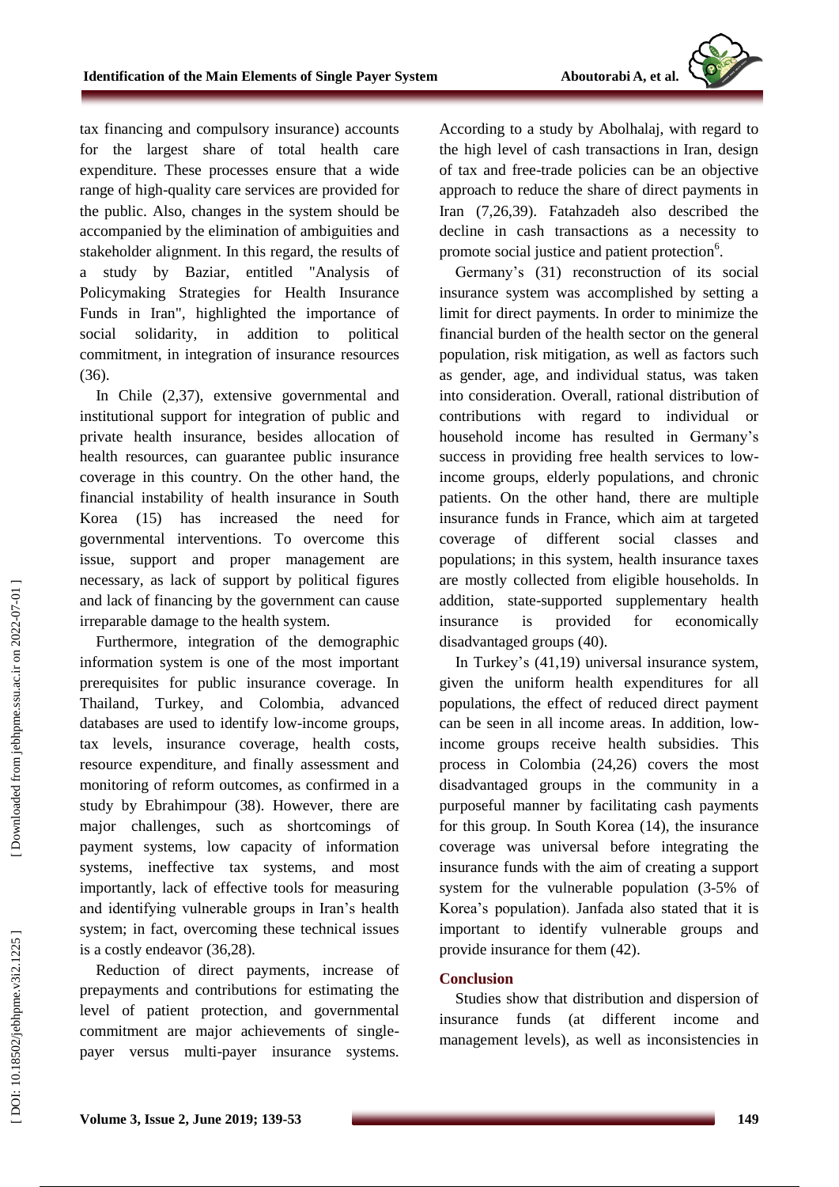tax financing and compulsory insurance) accounts for the largest share of total health care expenditure. These processes ensure that a wide range of high-quality care services are provided for the public. Also, changes in the system should be accompanied by the elimination of ambiguities and stakeholder alignment. In this regard, the results of a study by Baziar, entitled "Analysis of Policymaking Strategies for Health Insurance Funds in Iran", highlighted the importance of social solidarity, in addition to political commitment, in integration of insurance resources (36).

In Chile (2,37), extensive governmental and institutional support for integration of public and private health insurance, besides allocation of health resources, can guarantee public insurance coverage in this country. On the other hand, the financial instability of health insurance in South Korea (15) has increased the need for governmental interventions. To overcome this issue, support and proper management are necessary, as lack of support by political figures and lack of financing by the government can cause irreparable damage to the health system.

Furthermore, integration of the demographic information system is one of the most important prerequisites for public insurance coverage. In Thailand, Turkey, and Colombia, advanced databases are used to identify low-income groups, tax levels, insurance coverage, health costs, resource expenditure, and finally assessment and monitoring of reform outcomes, as confirmed in a study by Ebrahimpour (38). However, there are major challenges, such as shortcomings of payment systems, low capacity of information systems, ineffective tax systems, and most importantly, lack of effective tools for measuring and identifying vulnerable groups in Iran's health system; in fact, overcoming these technical issues is a costly endeavor (36,28).

Reduction of direct payments, increase of prepayments and contributions for estimating the level of patient protection, and governmental commitment are major achievements of single-payer versus multi-payer insurance systems. According to a study by Abolhalaj, with regard to the high level of cash transactions in Iran, design of tax and free-trade policies can be an objective approach to reduce the share of direct payments in Iran (7,26,39). Fatahzadeh also described the decline in cash transactions as a necessity to promote social justice and patient protection[6].

Germany's (31) reconstruction of its social insurance system was accomplished by setting a limit for direct payments. In order to minimize the financial burden of the health sector on the general population, risk mitigation, as well as factors such as gender, age, and individual status, was taken into consideration. Overall, rational distribution of contributions with regard to individual or household income has resulted in Germany's success in providing free health services to low-income groups, elderly populations, and chronic patients. On the other hand, there are multiple insurance funds in France, which aim at targeted coverage of different social classes and populations; in this system, health insurance taxes are mostly collected from eligible households. In addition, state-supported supplementary health insurance is provided for economically disadvantaged groups (40).

In Turkey's (41,19) universal insurance system, given the uniform health expenditures for all populations, the effect of reduced direct payment can be seen in all income areas. In addition, low-income groups receive health subsidies. This process in Colombia (24,26) covers the most disadvantaged groups in the community in a purposeful manner by facilitating cash payments for this group. In South Korea (14), the insurance coverage was universal before integrating the insurance funds with the aim of creating a support system for the vulnerable population (3-5% of Korea's population). Janfada also stated that it is important to identify vulnerable groups and provide insurance for them (42).

## Conclusion

Studies show that distribution and dispersion of insurance funds (at different income and management levels), as well as inconsistencies in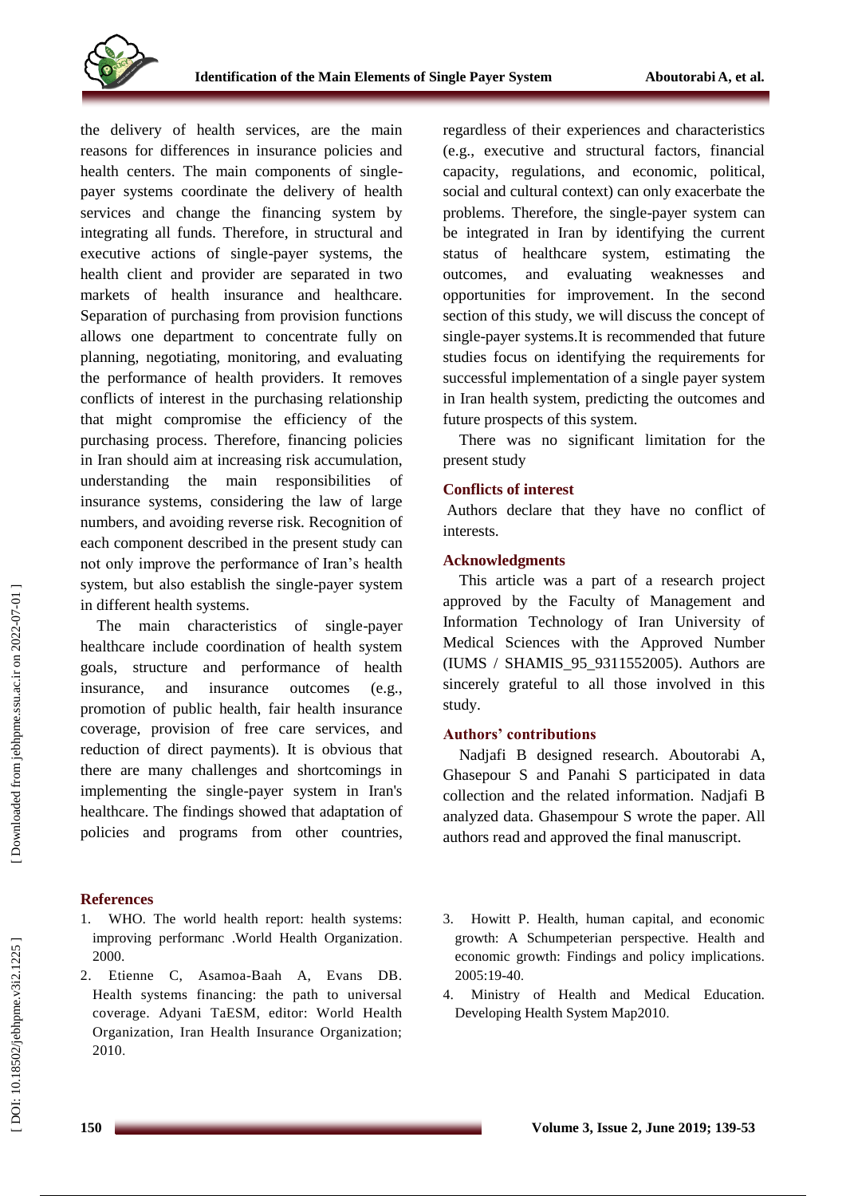the delivery of health services, are the main reasons for differences in insurance policies and health centers. The main components of single-payer systems coordinate the delivery of health services and change the financing system by integrating all funds. Therefore, in structural and executive actions of single-payer systems, the health client and provider are separated in two markets of health insurance and healthcare. Separation of purchasing from provision functions allows one department to concentrate fully on planning, negotiating, monitoring, and evaluating the performance of health providers. It removes conflicts of interest in the purchasing relationship that might compromise the efficiency of the purchasing process. Therefore, financing policies in Iran should aim at increasing risk accumulation, understanding the main responsibilities of insurance systems, considering the law of large numbers, and avoiding reverse risk. Recognition of each component described in the present study can not only improve the performance of Iran's health system, but also establish the single-payer system in different health systems.

The main characteristics of single-payer healthcare include coordination of health system goals, structure and performance of health insurance, and insurance outcomes (e.g., promotion of public health, fair health insurance coverage, provision of free care services, and reduction of direct payments). It is obvious that there are many challenges and shortcomings in implementing the single-payer system in Iran's healthcare. The findings showed that adaptation of policies and programs from other countries, regardless of their experiences and characteristics (e.g., executive and structural factors, financial capacity, regulations, and economic, political, social and cultural context) can only exacerbate the problems. Therefore, the single-payer system can be integrated in Iran by identifying the current status of healthcare system, estimating the outcomes, and evaluating weaknesses and opportunities for improvement. In the second section of this study, we will discuss the concept of single-payer systems.It is recommended that future studies focus on identifying the requirements for successful implementation of a single payer system in Iran health system, predicting the outcomes and future prospects of this system.

There was no significant limitation for the present study

## Conflicts of interest

Authors declare that they have no conflict of interests.

## Acknowledgments

This article was a part of a research project approved by the Faculty of Management and Information Technology of Iran University of Medical Sciences with the Approved Number (IUMS / SHAMIS_95_9311552005). Authors are sincerely grateful to all those involved in this study.

## Authors' contributions

Nadjafi B designed research. Aboutorabi A, Ghasepour S and Panahi S participated in data collection and the related information. Nadjafi B analyzed data. Ghasempour S wrote the paper. All authors read and approved the final manuscript.

## References

1. WHO. The world health report: health systems: improving performanc .World Health Organization. 2000.
2. Etienne C, Asamoa-Baah A, Evans DB. Health systems financing: the path to universal coverage. Adyani TaESM, editor: World Health Organization, Iran Health Insurance Organization; 2010.
3. Howitt P. Health, human capital, and economic growth: A Schumpeterian perspective. Health and economic growth: Findings and policy implications. 2005:19-40.
4. Ministry of Health and Medical Education. Developing Health System Map2010.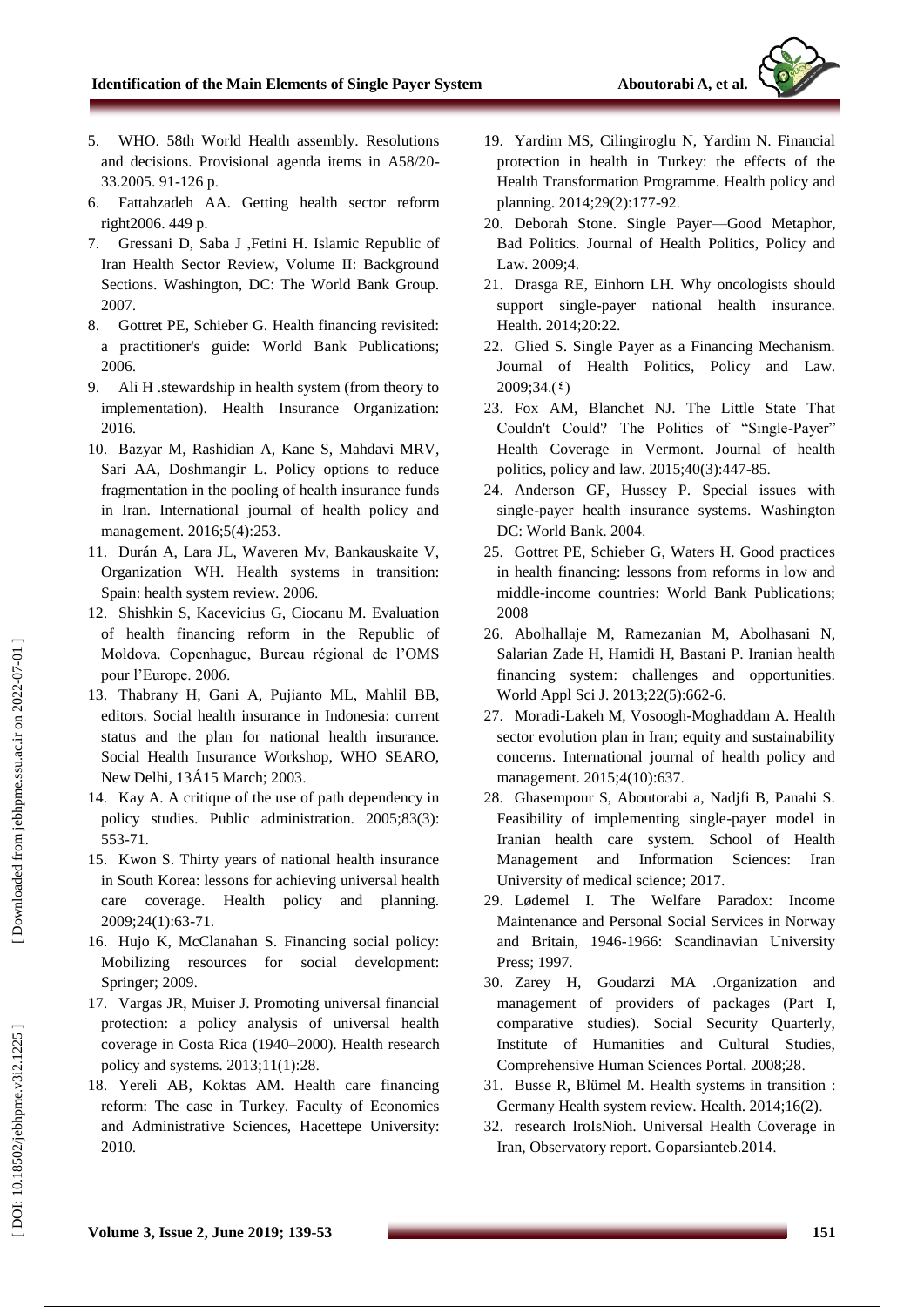5. WHO. 58th World Health assembly. Resolutions and decisions. Provisional agenda items in A58/20-33.2005. 91-126 p.
6. Fattahzadeh AA. Getting health sector reform right2006. 449 p.
7. Gressani D, Saba J ,Fetini H. Islamic Republic of Iran Health Sector Review, Volume II: Background Sections. Washington, DC: The World Bank Group. 2007.
8. Gottret PE, Schieber G. Health financing revisited: a practitioner's guide: World Bank Publications; 2006.
9. Ali H .stewardship in health system (from theory to implementation). Health Insurance Organization: 2016.
10. Bazyar M, Rashidian A, Kane S, Mahdavi MRV, Sari AA, Doshmangir L. Policy options to reduce fragmentation in the pooling of health insurance funds in Iran. International journal of health policy and management. 2016;5(4):253.
11. Durán A, Lara JL, Waveren Mv, Bankauskaite V, Organization WH. Health systems in transition: Spain: health system review. 2006.
12. Shishkin S, Kacevicius G, Ciocanu M. Evaluation of health financing reform in the Republic of Moldova. Copenhague, Bureau régional de l'OMS pour l'Europe. 2006.
13. Thabrany H, Gani A, Pujianto ML, Mahlil BB, editors. Social health insurance in Indonesia: current status and the plan for national health insurance. Social Health Insurance Workshop, WHO SEARO, New Delhi, 13Á15 March; 2003.
14. Kay A. A critique of the use of path dependency in policy studies. Public administration. 2005;83(3): 553-71.
15. Kwon S. Thirty years of national health insurance in South Korea: lessons for achieving universal health care coverage. Health policy and planning. 2009;24(1):63-71.
16. Hujo K, McClanahan S. Financing social policy: Mobilizing resources for social development: Springer; 2009.
17. Vargas JR, Muiser J. Promoting universal financial protection: a policy analysis of universal health coverage in Costa Rica (1940–2000). Health research policy and systems. 2013;11(1):28.
18. Yereli AB, Koktas AM. Health care financing reform: The case in Turkey. Faculty of Economics and Administrative Sciences, Hacettepe University: 2010.
19. Yardim MS, Cilingiroglu N, Yardim N. Financial protection in health in Turkey: the effects of the Health Transformation Programme. Health policy and planning. 2014;29(2):177-92.
20. Deborah Stone. Single Payer—Good Metaphor, Bad Politics. Journal of Health Politics, Policy and Law. 2009;4.
21. Drasga RE, Einhorn LH. Why oncologists should support single-payer national health insurance. Health. 2014;20:22.
22. Glied S. Single Payer as a Financing Mechanism. Journal of Health Politics, Policy and Law. 2009;34.(٤)
23. Fox AM, Blanchet NJ. The Little State That Couldn't Could? The Politics of "Single-Payer" Health Coverage in Vermont. Journal of health politics, policy and law. 2015;40(3):447-85.
24. Anderson GF, Hussey P. Special issues with single-payer health insurance systems. Washington DC: World Bank. 2004.
25. Gottret PE, Schieber G, Waters H. Good practices in health financing: lessons from reforms in low and middle-income countries: World Bank Publications; 2008
26. Abolhallaje M, Ramezanian M, Abolhasani N, Salarian Zade H, Hamidi H, Bastani P. Iranian health financing system: challenges and opportunities. World Appl Sci J. 2013;22(5):662-6.
27. Moradi-Lakeh M, Vosoogh-Moghaddam A. Health sector evolution plan in Iran; equity and sustainability concerns. International journal of health policy and management. 2015;4(10):637.
28. Ghasempour S, Aboutorabi a, Nadjfi B, Panahi S. Feasibility of implementing single-payer model in Iranian health care system. School of Health Management and Information Sciences: Iran University of medical science; 2017.
29. Lødemel I. The Welfare Paradox: Income Maintenance and Personal Social Services in Norway and Britain, 1946-1966: Scandinavian University Press; 1997.
30. Zarey H, Goudarzi MA .Organization and management of providers of packages (Part I, comparative studies). Social Security Quarterly, Institute of Humanities and Cultural Studies, Comprehensive Human Sciences Portal. 2008;28.
31. Busse R, Blümel M. Health systems in transition : Germany Health system review. Health. 2014;16(2).
32. research IroIsNioh. Universal Health Coverage in Iran, Observatory report. Goparsianteb.2014.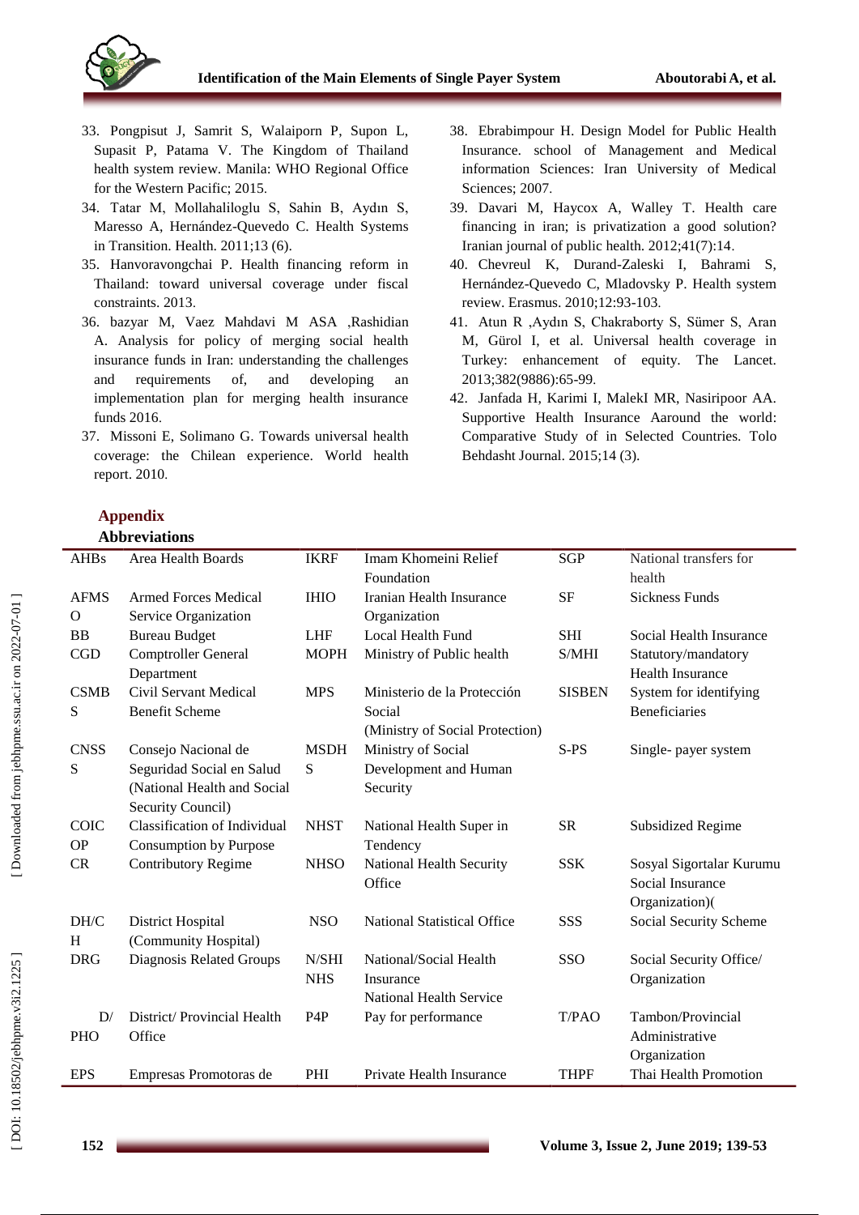33. Pongpisut J, Samrit S, Walaiporn P, Supon L, Supasit P, Patama V. The Kingdom of Thailand health system review. Manila: WHO Regional Office for the Western Pacific; 2015.
34. Tatar M, Mollahaliloglu S, Sahin B, Aydın S, Maresso A, Hernández-Quevedo C. Health Systems in Transition. Health. 2011;13 (6).
35. Hanvoravongchai P. Health financing reform in Thailand: toward universal coverage under fiscal constraints. 2013.
36. bazyar M, Vaez Mahdavi M ASA ,Rashidian A. Analysis for policy of merging social health insurance funds in Iran: understanding the challenges and requirements of, and developing an implementation plan for merging health insurance funds 2016.
37. Missoni E, Solimano G. Towards universal health coverage: the Chilean experience. World health report. 2010.
38. Ebrabimpour H. Design Model for Public Health Insurance. school of Management and Medical information Sciences: Iran University of Medical Sciences; 2007.
39. Davari M, Haycox A, Walley T. Health care financing in iran; is privatization a good solution? Iranian journal of public health. 2012;41(7):14.
40. Chevreul K, Durand-Zaleski I, Bahrami S, Hernández-Quevedo C, Mladovsky P. Health system review. Erasmus. 2010;12:93-103.
41. Atun R ,Aydın S, Chakraborty S, Sümer S, Aran M, Gürol I, et al. Universal health coverage in Turkey: enhancement of equity. The Lancet. 2013;382(9886):65-99.
42. Janfada H, Karimi I, MalekI MR, Nasiripoor AA. Supportive Health Insurance Aaround the world: Comparative Study of in Selected Countries. Tolo Behdasht Journal. 2015;14 (3).

## Appendix

**Abbreviations**

| | | | | | |
|---|---|---|---|---|---|
| AHBs | Area Health Boards | IKRF | Imam Khomeini Relief Foundation | SGP | National transfers for health |
| AFMSO | Armed Forces Medical Service Organization | IHIO | Iranian Health Insurance Organization | SF | Sickness Funds |
| BB | Bureau Budget | LHF | Local Health Fund | SHI | Social Health Insurance |
| CGD | Comptroller General Department | MOPH | Ministry of Public health | S/MHI | Statutory/mandatory Health Insurance |
| CSMBS | Civil Servant Medical Benefit Scheme | MPS | Ministerio de la Protección Social (Ministry of Social Protection) | SISBEN | System for identifying Beneficiaries |
| CNSSS | Consejo Nacional de Seguridad Social en Salud (National Health and Social Security Council) | MSDHS | Ministry of Social Development and Human Security | S-PS | Single- payer system |
| COICOP | Classification of Individual Consumption by Purpose | NHST | National Health Super in Tendency | SR | Subsidized Regime |
| CR | Contributory Regime | NHSO | National Health Security Office | SSK | Sosyal Sigortalar Kurumu Social Insurance Organization)( |
| DH/CH | District Hospital (Community Hospital) | NSO | National Statistical Office | SSS | Social Security Scheme |
| DRG | Diagnosis Related Groups | N/SHI NHS | National/Social Health Insurance National Health Service | SSO | Social Security Office/ Organization |
| D/PHO | District/ Provincial Health Office | P4P | Pay for performance | T/PAO | Tambon/Provincial Administrative Organization |
| EPS | Empresas Promotoras de | PHI | Private Health Insurance | THPF | Thai Health Promotion |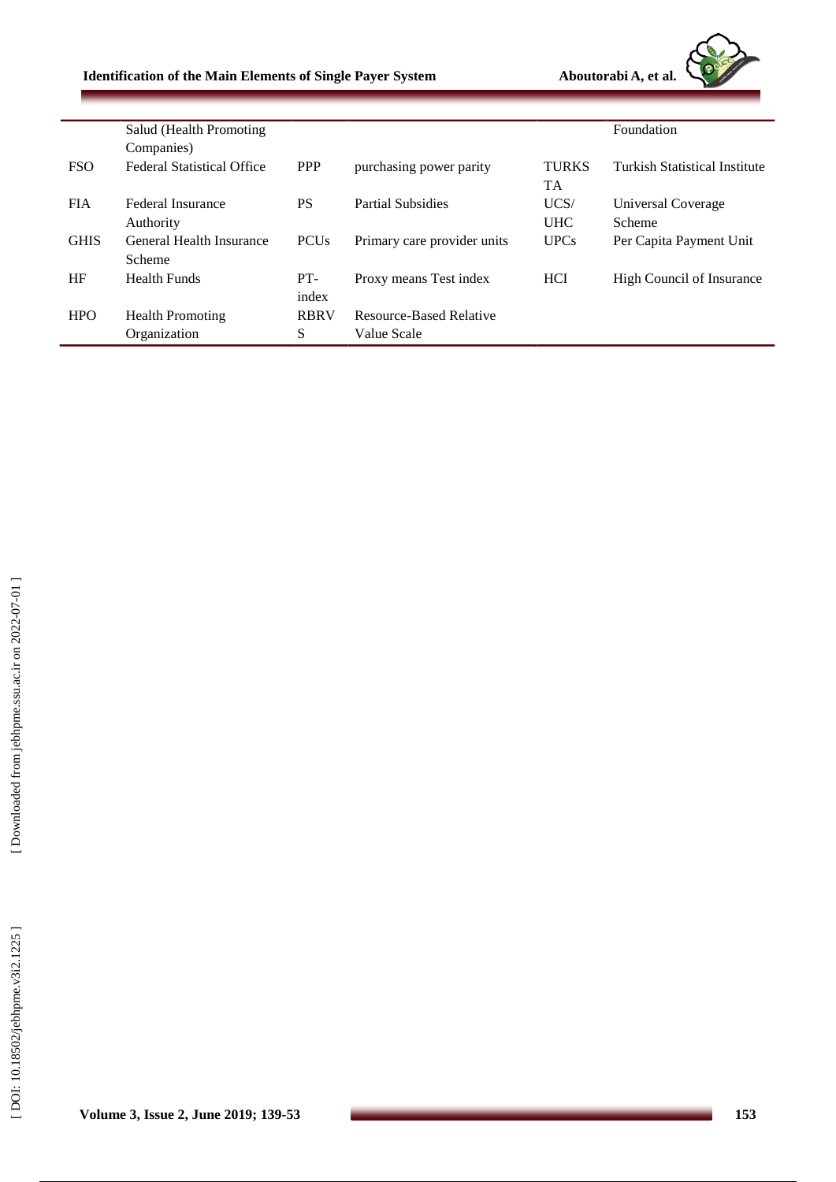| | | | | | |
|---|---|---|---|---|---|
| | Salud (Health Promoting Companies) | | | | Foundation |
| FSO | Federal Statistical Office | PPP | purchasing power parity | TURKSTA | Turkish Statistical Institute |
| FIA | Federal Insurance Authority | PS | Partial Subsidies | UCS/UHC | Universal Coverage Scheme |
| GHIS | General Health Insurance Scheme | PCUs | Primary care provider units | UPCs | Per Capita Payment Unit |
| HF | Health Funds | PT-index | Proxy means Test index | HCI | High Council of Insurance |
| HPO | Health Promoting Organization | RBRVS | Resource-Based Relative Value Scale | | |